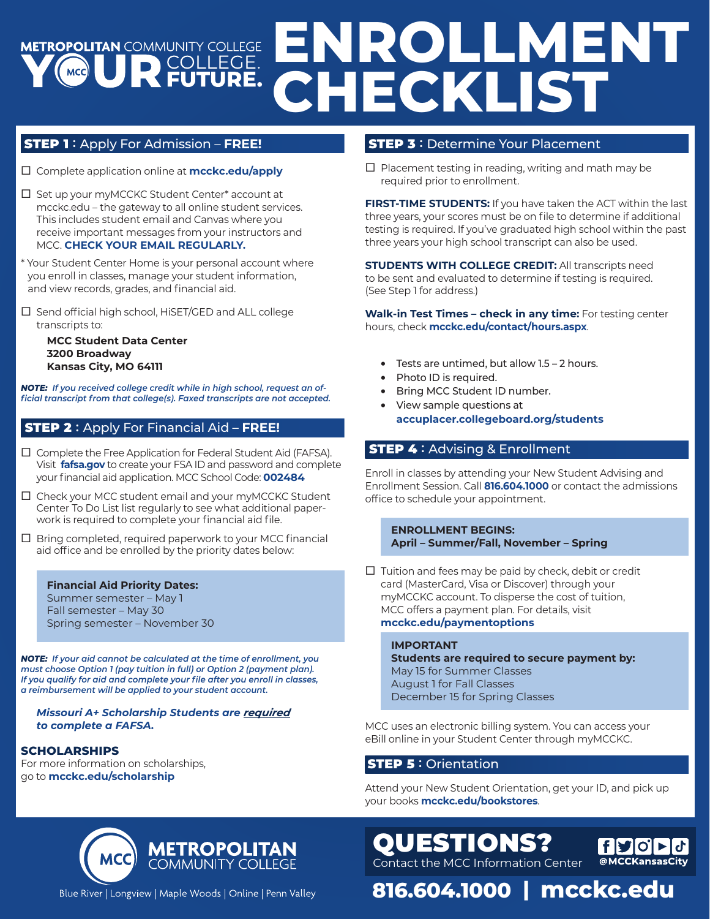# METROPOLITAN COMMUNITY COLLEGE YOUR COLLEGE. FUTURE. ENROLLMENT CHECKLIST

## STEP 1 : Apply For Admission – FREE!

- ☐ Complete application online at **mcckc.edu/apply**
- ☐ Set up your myMCCKC Student Center* account at mcckc.edu – the gateway to all online student services. This includes student email and Canvas where you receive important messages from your instructors and MCC. **CHECK YOUR EMAIL REGULARLY.**

* Your Student Center Home is your personal account where you enroll in classes, manage your student information, and view records, grades, and financial aid.

- ☐ Send official high school, HiSET/GED and ALL college transcripts to:

  **MCC Student Data Center**
  **3200 Broadway**
  **Kansas City, MO 64111**

***NOTE:** If you received college credit while in high school, request an official transcript from that college(s). Faxed transcripts are not accepted.*

## STEP 2 : Apply For Financial Aid – FREE!

- ☐ Complete the Free Application for Federal Student Aid (FAFSA). Visit **fafsa.gov** to create your FSA ID and password and complete your financial aid application. MCC School Code: **002484**
- ☐ Check your MCC student email and your myMCCKC Student Center To Do List list regularly to see what additional paperwork is required to complete your financial aid file.
- ☐ Bring completed, required paperwork to your MCC financial aid office and be enrolled by the priority dates below:

**Financial Aid Priority Dates:**
Summer semester – May 1
Fall semester – May 30
Spring semester – November 30

***NOTE:** If your aid cannot be calculated at the time of enrollment, you must choose Option 1 (pay tuition in full) or Option 2 (payment plan). If you qualify for aid and complete your file after you enroll in classes, a reimbursement will be applied to your student account.*

***Missouri A+ Scholarship Students are required to complete a FAFSA.***

### SCHOLARSHIPS

For more information on scholarships, go to **mcckc.edu/scholarship**

## STEP 3 : Determine Your Placement

- ☐ Placement testing in reading, writing and math may be required prior to enrollment.

**FIRST-TIME STUDENTS:** If you have taken the ACT within the last three years, your scores must be on file to determine if additional testing is required. If you've graduated high school within the past three years your high school transcript can also be used.

**STUDENTS WITH COLLEGE CREDIT:** All transcripts need to be sent and evaluated to determine if testing is required. (See Step 1 for address.)

**Walk-in Test Times – check in any time:** For testing center hours, check **mcckc.edu/contact/hours.aspx**.

- Tests are untimed, but allow 1.5 – 2 hours.
- Photo ID is required.
- Bring MCC Student ID number.
- View sample questions at **accuplacer.collegeboard.org/students**

## STEP 4 : Advising & Enrollment

Enroll in classes by attending your New Student Advising and Enrollment Session. Call **816.604.1000** or contact the admissions office to schedule your appointment.

**ENROLLMENT BEGINS:**
**April – Summer/Fall, November – Spring**

- ☐ Tuition and fees may be paid by check, debit or credit card (MasterCard, Visa or Discover) through your myMCCKC account. To disperse the cost of tuition, MCC offers a payment plan. For details, visit **mcckc.edu/paymentoptions**

**IMPORTANT**
**Students are required to secure payment by:**
May 15 for Summer Classes
August 1 for Fall Classes
December 15 for Spring Classes

MCC uses an electronic billing system. You can access your eBill online in your Student Center through myMCCKC.

## STEP 5 : Orientation

Attend your New Student Orientation, get your ID, and pick up your books **mcckc.edu/bookstores**.

**METROPOLITAN COMMUNITY COLLEGE**
Blue River | Longview | Maple Woods | Online | Penn Valley

## QUESTIONS?

Contact the MCC Information Center

@MCCKansasCity

**816.604.1000 | mcckc.edu**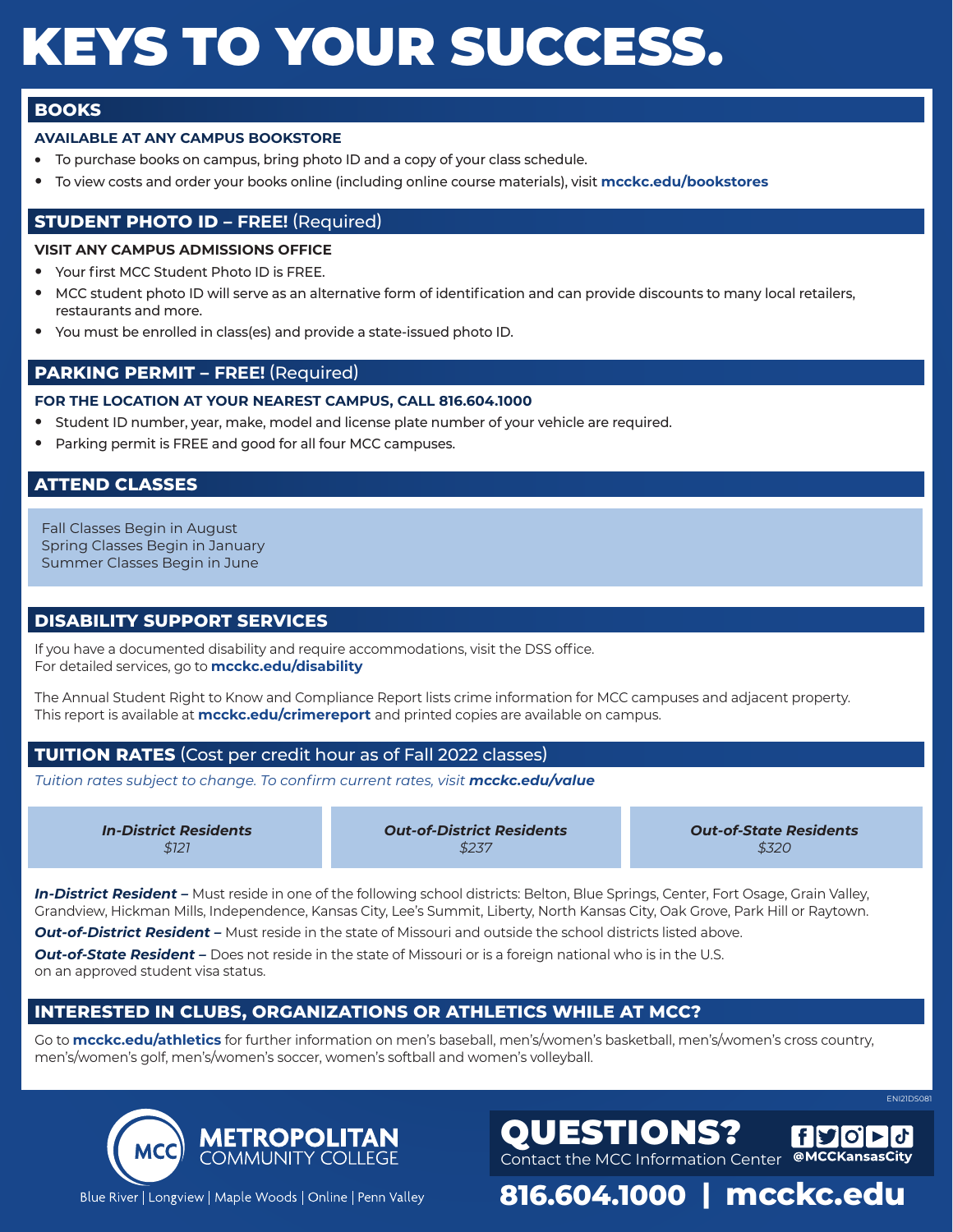# KEYS TO YOUR SUCCESS.

## BOOKS

**AVAILABLE AT ANY CAMPUS BOOKSTORE**

- To purchase books on campus, bring photo ID and a copy of your class schedule.
- To view costs and order your books online (including online course materials), visit **mcckc.edu/bookstores**

## STUDENT PHOTO ID – FREE! (Required)

**VISIT ANY CAMPUS ADMISSIONS OFFICE**

- Your first MCC Student Photo ID is FREE.
- MCC student photo ID will serve as an alternative form of identification and can provide discounts to many local retailers, restaurants and more.
- You must be enrolled in class(es) and provide a state-issued photo ID.

## PARKING PERMIT – FREE! (Required)

**FOR THE LOCATION AT YOUR NEAREST CAMPUS, CALL 816.604.1000**

- Student ID number, year, make, model and license plate number of your vehicle are required.
- Parking permit is FREE and good for all four MCC campuses.

## ATTEND CLASSES

Fall Classes Begin in August
Spring Classes Begin in January
Summer Classes Begin in June

## DISABILITY SUPPORT SERVICES

If you have a documented disability and require accommodations, visit the DSS office.
For detailed services, go to **mcckc.edu/disability**

The Annual Student Right to Know and Compliance Report lists crime information for MCC campuses and adjacent property. This report is available at **mcckc.edu/crimereport** and printed copies are available on campus.

## TUITION RATES (Cost per credit hour as of Fall 2022 classes)

*Tuition rates subject to change. To confirm current rates, visit* ***mcckc.edu/value***

| *In-District Residents* | *Out-of-District Residents* | *Out-of-State Residents* |
|---|---|---|
| *$121* | *$237* | *$320* |

***In-District Resident –*** Must reside in one of the following school districts: Belton, Blue Springs, Center, Fort Osage, Grain Valley, Grandview, Hickman Mills, Independence, Kansas City, Lee's Summit, Liberty, North Kansas City, Oak Grove, Park Hill or Raytown.

***Out-of-District Resident –*** Must reside in the state of Missouri and outside the school districts listed above.

***Out-of-State Resident –*** Does not reside in the state of Missouri or is a foreign national who is in the U.S. on an approved student visa status.

## INTERESTED IN CLUBS, ORGANIZATIONS OR ATHLETICS WHILE AT MCC?

Go to **mcckc.edu/athletics** for further information on men's baseball, men's/women's basketball, men's/women's cross country, men's/women's golf, men's/women's soccer, women's softball and women's volleyball.

ENI21DS081

MCC METROPOLITAN COMMUNITY COLLEGE

Blue River | Longview | Maple Woods | Online | Penn Valley

**QUESTIONS?**

Contact the MCC Information Center

@MCCKansasCity

**816.604.1000 | mcckc.edu**